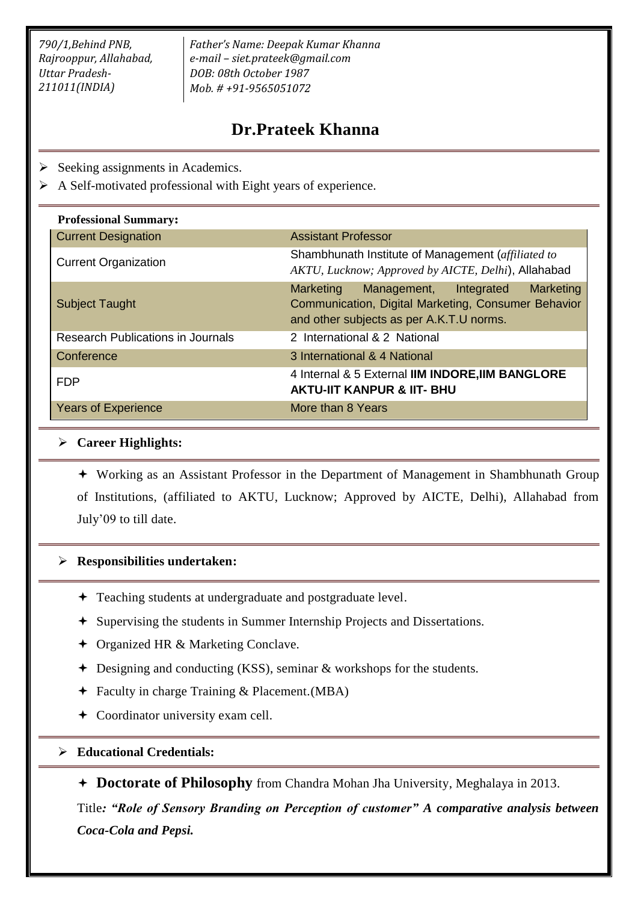*790/1,Behind PNB,*
*Rajrooppur, Allahabad,*
*Uttar Pradesh-*
*211011(INDIA)*

*Father's Name: Deepak Kumar Khanna*
*e-mail – siet.prateek@gmail.com*
*DOB: 08th October 1987*
*Mob. # +91-9565051072*

# Dr.Prateek Khanna

- Seeking assignments in Academics.
- A Self-motivated professional with Eight years of experience.

**Professional Summary:**

| | |
|---|---|
| Current Designation | Assistant Professor |
| Current Organization | Shambhunath Institute of Management (*affiliated to AKTU, Lucknow; Approved by AICTE, Delhi*), Allahabad |
| Subject Taught | Marketing Management, Integrated Marketing Communication, Digital Marketing, Consumer Behavior and other subjects as per A.K.T.U norms. |
| Research Publications in Journals | 2 International & 2 National |
| Conference | 3 International & 4 National |
| FDP | 4 Internal & 5 External **IIM INDORE,IIM BANGLORE AKTU-IIT KANPUR & IIT- BHU** |
| Years of Experience | More than 8 Years |

## Career Highlights:

- Working as an Assistant Professor in the Department of Management in Shambhunath Group of Institutions, (affiliated to AKTU, Lucknow; Approved by AICTE, Delhi), Allahabad from July'09 to till date.

## Responsibilities undertaken:

- Teaching students at undergraduate and postgraduate level.
- Supervising the students in Summer Internship Projects and Dissertations.
- Organized HR & Marketing Conclave.
- Designing and conducting (KSS), seminar & workshops for the students.
- Faculty in charge Training & Placement.(MBA)
- Coordinator university exam cell.

## Educational Credentials:

- **Doctorate of Philosophy** from Chandra Mohan Jha University, Meghalaya in 2013.

Title***: "Role of Sensory Branding on Perception of customer" A comparative analysis between Coca-Cola and Pepsi.***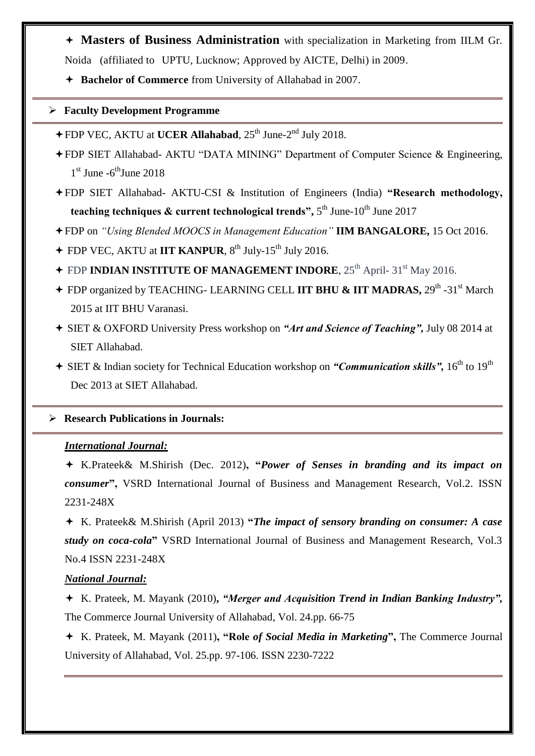- **Masters of Business Administration** with specialization in Marketing from IILM Gr. Noida (affiliated to UPTU, Lucknow; Approved by AICTE, Delhi) in 2009.
- **Bachelor of Commerce** from University of Allahabad in 2007.

## Faculty Development Programme

- FDP VEC, AKTU at **UCER Allahabad**, 25th June-2nd July 2018.
- FDP SIET Allahabad- AKTU "DATA MINING" Department of Computer Science & Engineering, 1st June -6th June 2018
- FDP SIET Allahabad- AKTU-CSI & Institution of Engineers (India) **"Research methodology, teaching techniques & current technological trends",** 5th June-10th June 2017
- FDP on *"Using Blended MOOCS in Management Education"* **IIM BANGALORE,** 15 Oct 2016.
- FDP VEC, AKTU at **IIT KANPUR**, 8th July-15th July 2016.
- FDP **INDIAN INSTITUTE OF MANAGEMENT INDORE**, 25th April- 31st May 2016.
- FDP organized by TEACHING- LEARNING CELL **IIT BHU & IIT MADRAS,** 29th -31st March 2015 at IIT BHU Varanasi.
- SIET & OXFORD University Press workshop on ***"Art and Science of Teaching",*** July 08 2014 at SIET Allahabad.
- SIET & Indian society for Technical Education workshop on ***"Communication skills",*** 16th to 19th Dec 2013 at SIET Allahabad.

## Research Publications in Journals:

***International Journal:***

- K.Prateek& M.Shirish (Dec. 2012)**, "*Power of Senses in branding and its impact on consumer*",** VSRD International Journal of Business and Management Research, Vol.2. ISSN 2231-248X
- K. Prateek& M.Shirish (April 2013) **"*The impact of sensory branding on consumer: A case study on coca-cola*"** VSRD International Journal of Business and Management Research, Vol.3 No.4 ISSN 2231-248X

***National Journal:***

- K. Prateek, M. Mayank (2010)**, *"Merger and Acquisition Trend in Indian Banking Industry",*** The Commerce Journal University of Allahabad, Vol. 24.pp. 66-75
- K. Prateek, M. Mayank (2011)**, "Role *of Social Media in Marketing*",** The Commerce Journal University of Allahabad, Vol. 25.pp. 97-106. ISSN 2230-7222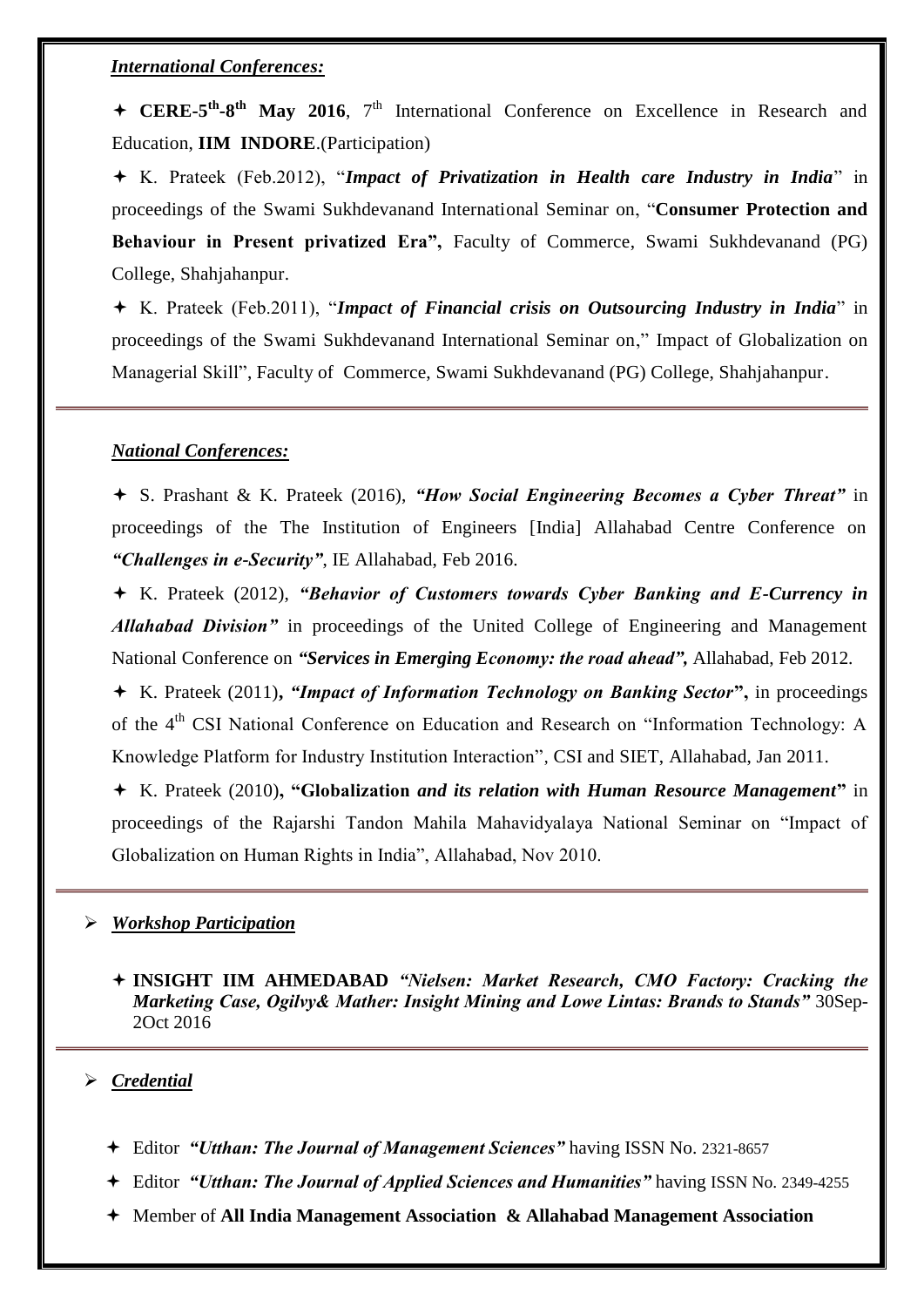***International Conferences:***

- **CERE-5th-8th May 2016**, 7th International Conference on Excellence in Research and Education, **IIM INDORE**.(Participation)
- K. Prateek (Feb.2012), "***Impact of Privatization in Health care Industry in India***" in proceedings of the Swami Sukhdevanand International Seminar on, "**Consumer Protection and Behaviour in Present privatized Era",** Faculty of Commerce, Swami Sukhdevanand (PG) College, Shahjahanpur.
- K. Prateek (Feb.2011), "***Impact of Financial crisis on Outsourcing Industry in India***" in proceedings of the Swami Sukhdevanand International Seminar on," Impact of Globalization on Managerial Skill", Faculty of Commerce, Swami Sukhdevanand (PG) College, Shahjahanpur.

---

***National Conferences:***

- S. Prashant & K. Prateek (2016), ***"How Social Engineering Becomes a Cyber Threat"*** in proceedings of the The Institution of Engineers [India] Allahabad Centre Conference on ***"Challenges in e-Security"***, IE Allahabad, Feb 2016.
- K. Prateek (2012), ***"Behavior of Customers towards Cyber Banking and E-Currency in Allahabad Division"*** in proceedings of the United College of Engineering and Management National Conference on ***"Services in Emerging Economy: the road ahead",*** Allahabad, Feb 2012.
- K. Prateek (2011)**, *"Impact of Information Technology on Banking Sector*",** in proceedings of the 4th CSI National Conference on Education and Research on "Information Technology: A Knowledge Platform for Industry Institution Interaction", CSI and SIET, Allahabad, Jan 2011.
- K. Prateek (2010)**, "Globalization *and its relation with Human Resource Management*"** in proceedings of the Rajarshi Tandon Mahila Mahavidyalaya National Seminar on "Impact of Globalization on Human Rights in India", Allahabad, Nov 2010.

---

- ***Workshop Participation***

  - **INSIGHT IIM AHMEDABAD** ***"Nielsen: Market Research, CMO Factory: Cracking the Marketing Case, Ogilvy& Mather: Insight Mining and Lowe Lintas: Brands to Stands"*** 30Sep-2Oct 2016

---

- ***Credential***

  - Editor ***"Utthan: The Journal of Management Sciences"*** having ISSN No. 2321-8657
  - Editor ***"Utthan: The Journal of Applied Sciences and Humanities"*** having ISSN No. 2349-4255
  - Member of **All India Management Association & Allahabad Management Association**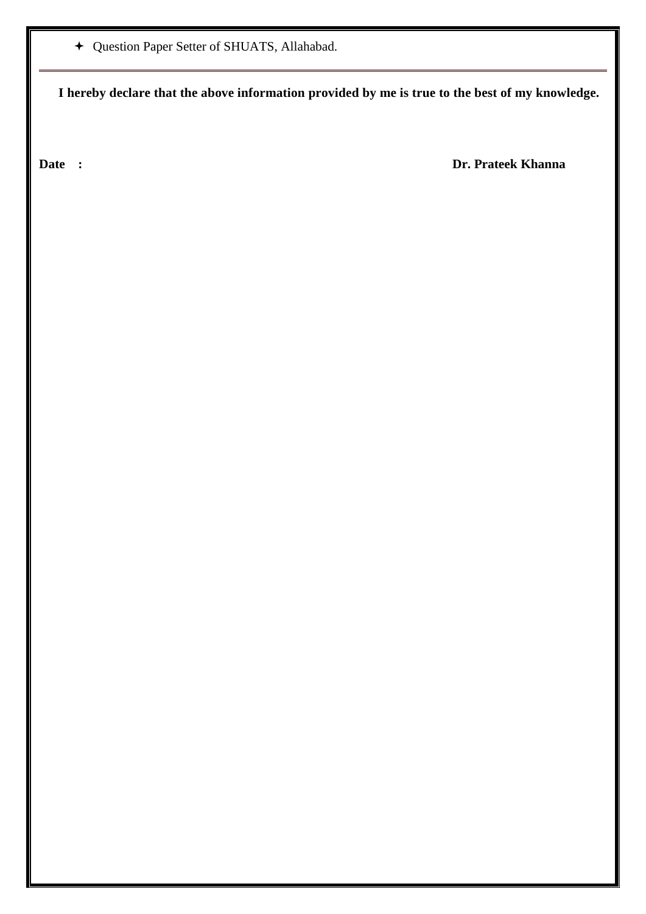- Question Paper Setter of SHUATS, Allahabad.

---

**I hereby declare that the above information provided by me is true to the best of my knowledge.**

**Date :** **Dr. Prateek Khanna**